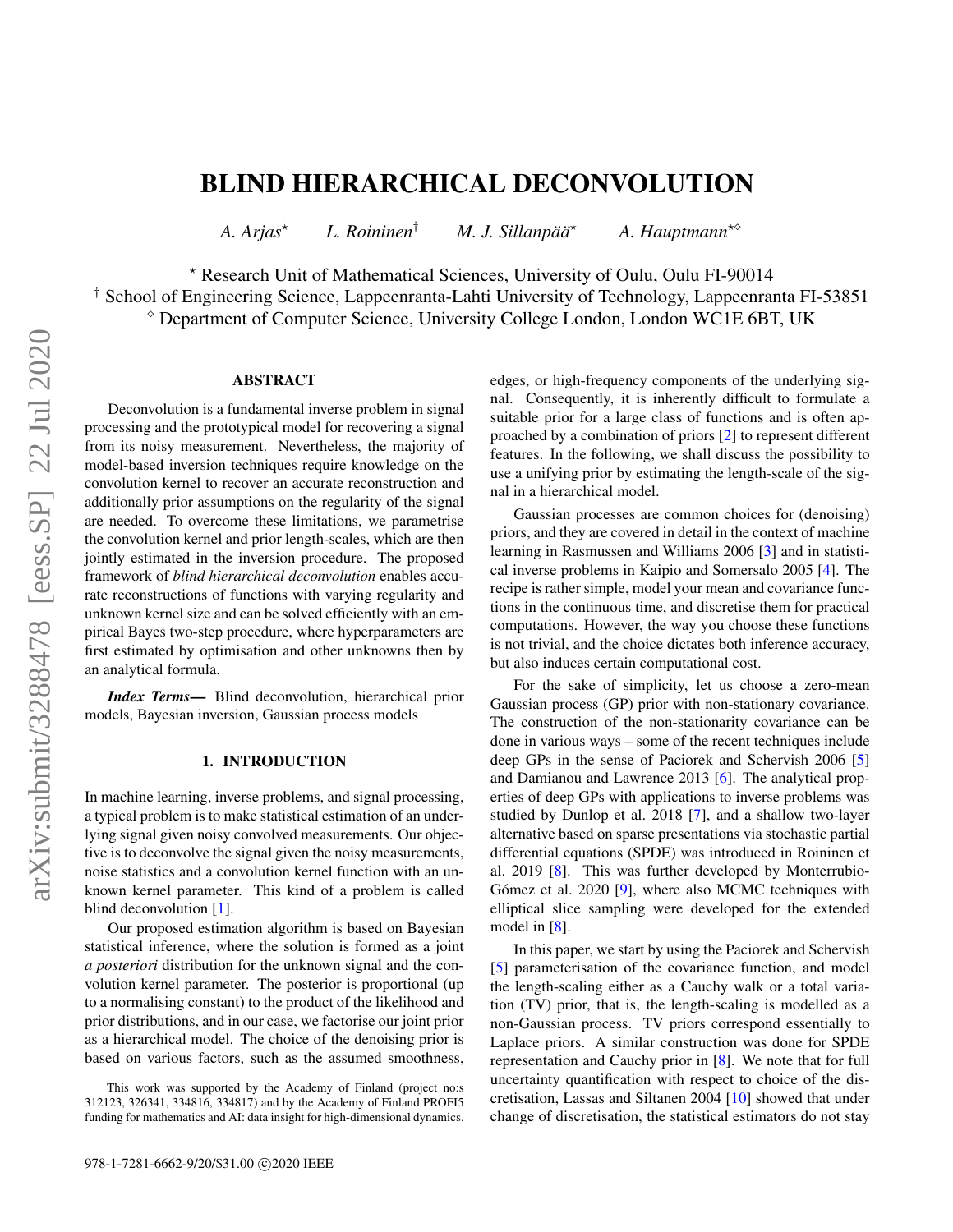# BLIND HIERARCHICAL DECONVOLUTION

*A. Arjas*[⋆] *L. Roininen*[†] *M. J. Sillanpää*[⋆] *A. Hauptmann*[⋆⋄]

[⋆] Research Unit of Mathematical Sciences, University of Oulu, Oulu FI-90014
[†] School of Engineering Science, Lappeenranta-Lahti University of Technology, Lappeenranta FI-53851
[⋄] Department of Computer Science, University College London, London WC1E 6BT, UK

## ABSTRACT

Deconvolution is a fundamental inverse problem in signal processing and the prototypical model for recovering a signal from its noisy measurement. Nevertheless, the majority of model-based inversion techniques require knowledge on the convolution kernel to recover an accurate reconstruction and additionally prior assumptions on the regularity of the signal are needed. To overcome these limitations, we parametrise the convolution kernel and prior length-scales, which are then jointly estimated in the inversion procedure. The proposed framework of *blind hierarchical deconvolution* enables accurate reconstructions of functions with varying regularity and unknown kernel size and can be solved efficiently with an empirical Bayes two-step procedure, where hyperparameters are first estimated by optimisation and other unknowns then by an analytical formula.

***Index Terms*—** Blind deconvolution, hierarchical prior models, Bayesian inversion, Gaussian process models

## 1. INTRODUCTION

In machine learning, inverse problems, and signal processing, a typical problem is to make statistical estimation of an underlying signal given noisy convolved measurements. Our objective is to deconvolve the signal given the noisy measurements, noise statistics and a convolution kernel function with an unknown kernel parameter. This kind of a problem is called blind deconvolution [1].

Our proposed estimation algorithm is based on Bayesian statistical inference, where the solution is formed as a joint *a posteriori* distribution for the unknown signal and the convolution kernel parameter. The posterior is proportional (up to a normalising constant) to the product of the likelihood and prior distributions, and in our case, we factorise our joint prior as a hierarchical model. The choice of the denoising prior is based on various factors, such as the assumed smoothness, edges, or high-frequency components of the underlying signal. Consequently, it is inherently difficult to formulate a suitable prior for a large class of functions and is often approached by a combination of priors [2] to represent different features. In the following, we shall discuss the possibility to use a unifying prior by estimating the length-scale of the signal in a hierarchical model.

Gaussian processes are common choices for (denoising) priors, and they are covered in detail in the context of machine learning in Rasmussen and Williams 2006 [3] and in statistical inverse problems in Kaipio and Somersalo 2005 [4]. The recipe is rather simple, model your mean and covariance functions in the continuous time, and discretise them for practical computations. However, the way you choose these functions is not trivial, and the choice dictates both inference accuracy, but also induces certain computational cost.

For the sake of simplicity, let us choose a zero-mean Gaussian process (GP) prior with non-stationary covariance. The construction of the non-stationarity covariance can be done in various ways – some of the recent techniques include deep GPs in the sense of Paciorek and Schervish 2006 [5] and Damianou and Lawrence 2013 [6]. The analytical properties of deep GPs with applications to inverse problems was studied by Dunlop et al. 2018 [7], and a shallow two-layer alternative based on sparse presentations via stochastic partial differential equations (SPDE) was introduced in Roininen et al. 2019 [8]. This was further developed by Monterrubio-Gómez et al. 2020 [9], where also MCMC techniques with elliptical slice sampling were developed for the extended model in [8].

In this paper, we start by using the Paciorek and Schervish [5] parameterisation of the covariance function, and model the length-scaling either as a Cauchy walk or a total variation (TV) prior, that is, the length-scaling is modelled as a non-Gaussian process. TV priors correspond essentially to Laplace priors. A similar construction was done for SPDE representation and Cauchy prior in [8]. We note that for full uncertainty quantification with respect to choice of the discretisation, Lassas and Siltanen 2004 [10] showed that under change of discretisation, the statistical estimators do not stay

This work was supported by the Academy of Finland (project no:s 312123, 326341, 334816, 334817) and by the Academy of Finland PROFI5 funding for mathematics and AI: data insight for high-dimensional dynamics.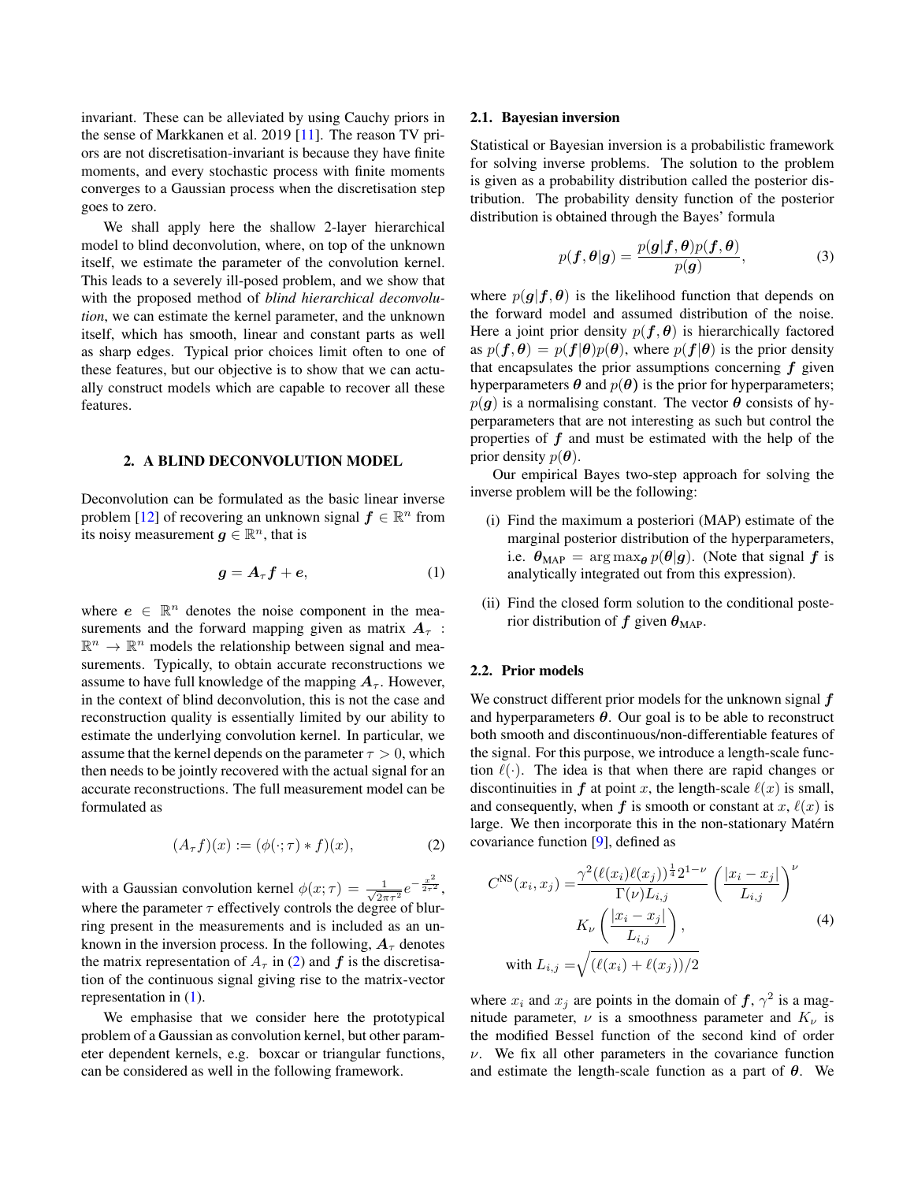invariant. These can be alleviated by using Cauchy priors in the sense of Markkanen et al. 2019 [11]. The reason TV priors are not discretisation-invariant is because they have finite moments, and every stochastic process with finite moments converges to a Gaussian process when the discretisation step goes to zero.

We shall apply here the shallow 2-layer hierarchical model to blind deconvolution, where, on top of the unknown itself, we estimate the parameter of the convolution kernel. This leads to a severely ill-posed problem, and we show that with the proposed method of *blind hierarchical deconvolution*, we can estimate the kernel parameter, and the unknown itself, which has smooth, linear and constant parts as well as sharp edges. Typical prior choices limit often to one of these features, but our objective is to show that we can actually construct models which are capable to recover all these features.

## 2. A BLIND DECONVOLUTION MODEL

Deconvolution can be formulated as the basic linear inverse problem [12] of recovering an unknown signal $\boldsymbol{f} \in \mathbb{R}^n$ from its noisy measurement $\boldsymbol{g} \in \mathbb{R}^n$, that is

$$\boldsymbol{g} = \boldsymbol{A}_\tau \boldsymbol{f} + \boldsymbol{e}, \tag{1}$$

where $\boldsymbol{e} \in \mathbb{R}^n$ denotes the noise component in the measurements and the forward mapping given as matrix $\boldsymbol{A}_\tau : \mathbb{R}^n \to \mathbb{R}^n$ models the relationship between signal and measurements. Typically, to obtain accurate reconstructions we assume to have full knowledge of the mapping $\boldsymbol{A}_\tau$. However, in the context of blind deconvolution, this is not the case and reconstruction quality is essentially limited by our ability to estimate the underlying convolution kernel. In particular, we assume that the kernel depends on the parameter $\tau > 0$, which then needs to be jointly recovered with the actual signal for an accurate reconstructions. The full measurement model can be formulated as

$$(A_\tau f)(x) := (\phi(\cdot;\tau) * f)(x), \tag{2}$$

with a Gaussian convolution kernel $\phi(x;\tau) = \frac{1}{\sqrt{2\pi\tau^2}} e^{-\frac{x^2}{2\tau^2}}$, where the parameter $\tau$ effectively controls the degree of blurring present in the measurements and is included as an unknown in the inversion process. In the following, $\boldsymbol{A}_\tau$ denotes the matrix representation of $A_\tau$ in (2) and $\boldsymbol{f}$ is the discretisation of the continuous signal giving rise to the matrix-vector representation in (1).

We emphasise that we consider here the prototypical problem of a Gaussian as convolution kernel, but other parameter dependent kernels, e.g. boxcar or triangular functions, can be considered as well in the following framework.

### 2.1. Bayesian inversion

Statistical or Bayesian inversion is a probabilistic framework for solving inverse problems. The solution to the problem is given as a probability distribution called the posterior distribution. The probability density function of the posterior distribution is obtained through the Bayes' formula

$$p(\boldsymbol{f}, \boldsymbol{\theta}|\boldsymbol{g}) = \frac{p(\boldsymbol{g}|\boldsymbol{f}, \boldsymbol{\theta}) p(\boldsymbol{f}, \boldsymbol{\theta})}{p(\boldsymbol{g})}, \tag{3}$$

where $p(\boldsymbol{g}|\boldsymbol{f}, \boldsymbol{\theta})$ is the likelihood function that depends on the forward model and assumed distribution of the noise. Here a joint prior density $p(\boldsymbol{f}, \boldsymbol{\theta})$ is hierarchically factored as $p(\boldsymbol{f}, \boldsymbol{\theta}) = p(\boldsymbol{f}|\boldsymbol{\theta})p(\boldsymbol{\theta})$, where $p(\boldsymbol{f}|\boldsymbol{\theta})$ is the prior density that encapsulates the prior assumptions concerning $\boldsymbol{f}$ given hyperparameters $\boldsymbol{\theta}$ and $p(\boldsymbol{\theta})$ is the prior for hyperparameters; $p(\boldsymbol{g})$ is a normalising constant. The vector $\boldsymbol{\theta}$ consists of hyperparameters that are not interesting as such but control the properties of $\boldsymbol{f}$ and must be estimated with the help of the prior density $p(\boldsymbol{\theta})$.

Our empirical Bayes two-step approach for solving the inverse problem will be the following:

(i) Find the maximum a posteriori (MAP) estimate of the marginal posterior distribution of the hyperparameters, i.e. $\boldsymbol{\theta}_{\text{MAP}} = \arg\max_{\boldsymbol{\theta}} p(\boldsymbol{\theta}|\boldsymbol{g})$. (Note that signal $\boldsymbol{f}$ is analytically integrated out from this expression).

(ii) Find the closed form solution to the conditional posterior distribution of $\boldsymbol{f}$ given $\boldsymbol{\theta}_{\text{MAP}}$.

### 2.2. Prior models

We construct different prior models for the unknown signal $\boldsymbol{f}$ and hyperparameters $\boldsymbol{\theta}$. Our goal is to be able to reconstruct both smooth and discontinuous/non-differentiable features of the signal. For this purpose, we introduce a length-scale function $\ell(\cdot)$. The idea is that when there are rapid changes or discontinuities in $\boldsymbol{f}$ at point $x$, the length-scale $\ell(x)$ is small, and consequently, when $\boldsymbol{f}$ is smooth or constant at $x$, $\ell(x)$ is large. We then incorporate this in the non-stationary Matérn covariance function [9], defined as

$$\begin{aligned} C^{\text{NS}}(x_i, x_j) =& \frac{\gamma^2 (\ell(x_i)\ell(x_j))^{\frac{1}{4}} 2^{1-\nu}}{\Gamma(\nu) L_{i,j}} \left( \frac{|x_i - x_j|}{L_{i,j}} \right)^\nu \\ & K_\nu \left( \frac{|x_i - x_j|}{L_{i,j}} \right), \\ \text{with } L_{i,j} =& \sqrt{(\ell(x_i) + \ell(x_j))/2} \end{aligned} \tag{4}$$

where $x_i$ and $x_j$ are points in the domain of $\boldsymbol{f}$, $\gamma^2$ is a magnitude parameter, $\nu$ is a smoothness parameter and $K_\nu$ is the modified Bessel function of the second kind of order $\nu$. We fix all other parameters in the covariance function and estimate the length-scale function as a part of $\boldsymbol{\theta}$. We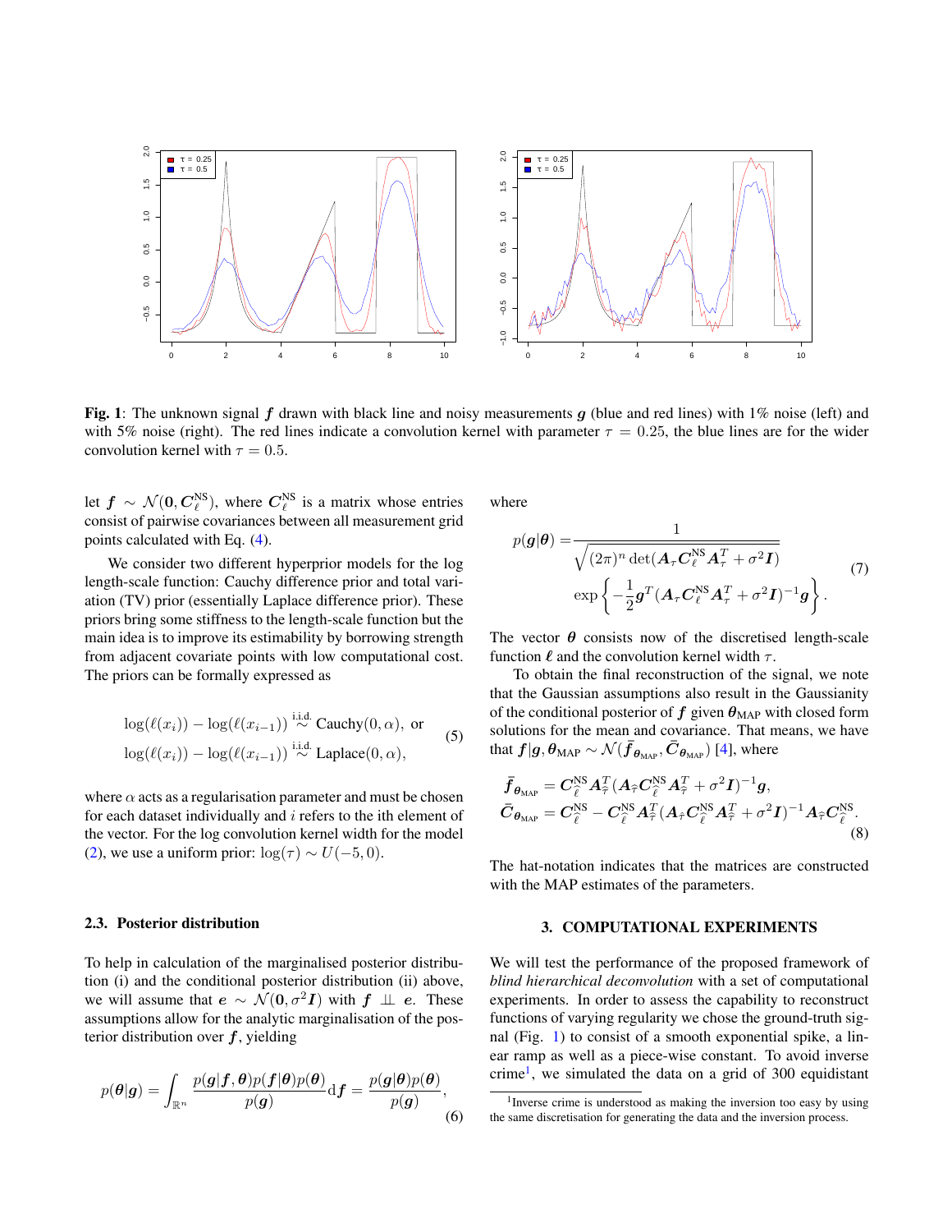**Fig. 1**: The unknown signal $\boldsymbol{f}$ drawn with black line and noisy measurements $\boldsymbol{g}$ (blue and red lines) with 1% noise (left) and with 5% noise (right). The red lines indicate a convolution kernel with parameter $\tau = 0.25$, the blue lines are for the wider convolution kernel with $\tau = 0.5$.

let $\boldsymbol{f} \sim \mathcal{N}(\boldsymbol{0}, \boldsymbol{C}_{\ell}^{\text{NS}})$, where $\boldsymbol{C}_{\ell}^{\text{NS}}$ is a matrix whose entries consist of pairwise covariances between all measurement grid points calculated with Eq. (4).

We consider two different hyperprior models for the log length-scale function: Cauchy difference prior and total variation (TV) prior (essentially Laplace difference prior). These priors bring some stiffness to the length-scale function but the main idea is to improve its estimability by borrowing strength from adjacent covariate points with low computational cost. The priors can be formally expressed as

$$
\begin{aligned}
&\log(\ell(x_i)) - \log(\ell(x_{i-1})) \overset{\text{i.i.d.}}{\sim} \text{Cauchy}(0, \alpha), \text{ or} \\
&\log(\ell(x_i)) - \log(\ell(x_{i-1})) \overset{\text{i.i.d.}}{\sim} \text{Laplace}(0, \alpha),
\end{aligned}
\tag{5}
$$

where $\alpha$ acts as a regularisation parameter and must be chosen for each dataset individually and $i$ refers to the ith element of the vector. For the log convolution kernel width for the model (2), we use a uniform prior: $\log(\tau) \sim U(-5, 0)$.

### 2.3. Posterior distribution

To help in calculation of the marginalised posterior distribution (i) and the conditional posterior distribution (ii) above, we will assume that $\boldsymbol{e} \sim \mathcal{N}(\boldsymbol{0}, \sigma^2 \boldsymbol{I})$ with $\boldsymbol{f} \perp\!\!\!\perp \boldsymbol{e}$. These assumptions allow for the analytic marginalisation of the posterior distribution over $\boldsymbol{f}$, yielding

$$
p(\boldsymbol{\theta}|\boldsymbol{g}) = \int_{\mathbb{R}^n} \frac{p(\boldsymbol{g}|\boldsymbol{f}, \boldsymbol{\theta}) p(\boldsymbol{f}|\boldsymbol{\theta}) p(\boldsymbol{\theta})}{p(\boldsymbol{g})} \mathrm{d}\boldsymbol{f} = \frac{p(\boldsymbol{g}|\boldsymbol{\theta}) p(\boldsymbol{\theta})}{p(\boldsymbol{g})},
\tag{6}
$$

where

$$
\begin{aligned}
p(\boldsymbol{g}|\boldsymbol{\theta}) =& \frac{1}{\sqrt{(2\pi)^n \det(\boldsymbol{A}_\tau \boldsymbol{C}_\ell^{\text{NS}} \boldsymbol{A}_\tau^T + \sigma^2 \boldsymbol{I})}} \\
& \exp\left\{ -\frac{1}{2} \boldsymbol{g}^T (\boldsymbol{A}_\tau \boldsymbol{C}_\ell^{\text{NS}} \boldsymbol{A}_\tau^T + \sigma^2 \boldsymbol{I})^{-1} \boldsymbol{g} \right\}.
\end{aligned}
\tag{7}
$$

The vector $\boldsymbol{\theta}$ consists now of the discretised length-scale function $\boldsymbol{\ell}$ and the convolution kernel width $\tau$.

To obtain the final reconstruction of the signal, we note that the Gaussian assumptions also result in the Gaussianity of the conditional posterior of $\boldsymbol{f}$ given $\boldsymbol{\theta}_{\text{MAP}}$ with closed form solutions for the mean and covariance. That means, we have that $\boldsymbol{f}|\boldsymbol{g}, \boldsymbol{\theta}_{\text{MAP}} \sim \mathcal{N}(\bar{\boldsymbol{f}}_{\boldsymbol{\theta}_{\text{MAP}}}, \bar{\boldsymbol{C}}_{\boldsymbol{\theta}_{\text{MAP}}})$ [4], where

$$
\begin{aligned}
\bar{\boldsymbol{f}}_{\boldsymbol{\theta}_{\text{MAP}}} &= \boldsymbol{C}_{\hat{\ell}}^{\text{NS}} \boldsymbol{A}_{\hat{\tau}}^T (\boldsymbol{A}_{\hat{\tau}} \boldsymbol{C}_{\hat{\ell}}^{\text{NS}} \boldsymbol{A}_{\hat{\tau}}^T + \sigma^2 \boldsymbol{I})^{-1} \boldsymbol{g}, \\
\bar{\boldsymbol{C}}_{\boldsymbol{\theta}_{\text{MAP}}} &= \boldsymbol{C}_{\hat{\ell}}^{\text{NS}} - \boldsymbol{C}_{\hat{\ell}}^{\text{NS}} \boldsymbol{A}_{\hat{\tau}}^T (\boldsymbol{A}_{\hat{\tau}} \boldsymbol{C}_{\hat{\ell}}^{\text{NS}} \boldsymbol{A}_{\hat{\tau}}^T + \sigma^2 \boldsymbol{I})^{-1} \boldsymbol{A}_{\hat{\tau}} \boldsymbol{C}_{\hat{\ell}}^{\text{NS}}.
\end{aligned}
\tag{8}
$$

The hat-notation indicates that the matrices are constructed with the MAP estimates of the parameters.

## 3. COMPUTATIONAL EXPERIMENTS

We will test the performance of the proposed framework of *blind hierarchical deconvolution* with a set of computational experiments. In order to assess the capability to reconstruct functions of varying regularity we chose the ground-truth signal (Fig. 1) to consist of a smooth exponential spike, a linear ramp as well as a piece-wise constant. To avoid inverse crime[1], we simulated the data on a grid of 300 equidistant

[1] Inverse crime is understood as making the inversion too easy by using the same discretisation for generating the data and the inversion process.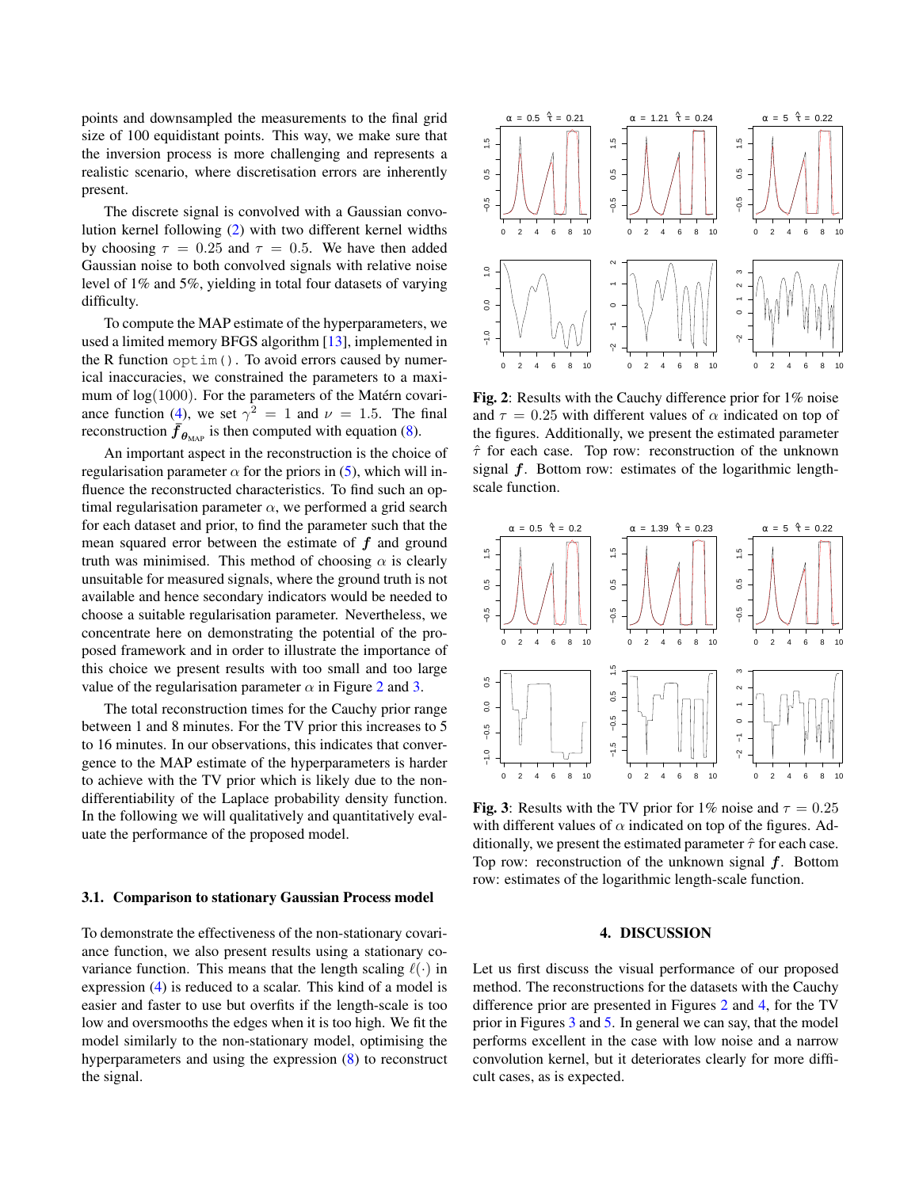points and downsampled the measurements to the final grid size of 100 equidistant points. This way, we make sure that the inversion process is more challenging and represents a realistic scenario, where discretisation errors are inherently present.

The discrete signal is convolved with a Gaussian convolution kernel following (2) with two different kernel widths by choosing $\tau = 0.25$ and $\tau = 0.5$. We have then added Gaussian noise to both convolved signals with relative noise level of 1% and 5%, yielding in total four datasets of varying difficulty.

To compute the MAP estimate of the hyperparameters, we used a limited memory BFGS algorithm [13], implemented in the R function `optim()`. To avoid errors caused by numerical inaccuracies, we constrained the parameters to a maximum of $\log(1000)$. For the parameters of the Matérn covariance function (4), we set $\gamma^2 = 1$ and $\nu = 1.5$. The final reconstruction $\bar{\boldsymbol{f}}_{\boldsymbol{\theta}_{\text{MAP}}}$ is then computed with equation (8).

An important aspect in the reconstruction is the choice of regularisation parameter $\alpha$ for the priors in (5), which will influence the reconstructed characteristics. To find such an optimal regularisation parameter $\alpha$, we performed a grid search for each dataset and prior, to find the parameter such that the mean squared error between the estimate of $\boldsymbol{f}$ and ground truth was minimised. This method of choosing $\alpha$ is clearly unsuitable for measured signals, where the ground truth is not available and hence secondary indicators would be needed to choose a suitable regularisation parameter. Nevertheless, we concentrate here on demonstrating the potential of the proposed framework and in order to illustrate the importance of this choice we present results with too small and too large value of the regularisation parameter $\alpha$ in Figure 2 and 3.

The total reconstruction times for the Cauchy prior range between 1 and 8 minutes. For the TV prior this increases to 5 to 16 minutes. In our observations, this indicates that convergence to the MAP estimate of the hyperparameters is harder to achieve with the TV prior which is likely due to the non-differentiability of the Laplace probability density function. In the following we will qualitatively and quantitatively evaluate the performance of the proposed model.

### 3.1. Comparison to stationary Gaussian Process model

To demonstrate the effectiveness of the non-stationary covariance function, we also present results using a stationary covariance function. This means that the length scaling $\ell(\cdot)$ in expression (4) is reduced to a scalar. This kind of a model is easier and faster to use but overfits if the length-scale is too low and oversmooths the edges when it is too high. We fit the model similarly to the non-stationary model, optimising the hyperparameters and using the expression (8) to reconstruct the signal.

**Fig. 2**: Results with the Cauchy difference prior for 1% noise and $\tau = 0.25$ with different values of $\alpha$ indicated on top of the figures. Additionally, we present the estimated parameter $\hat{\tau}$ for each case. Top row: reconstruction of the unknown signal $\boldsymbol{f}$. Bottom row: estimates of the logarithmic length-scale function.

**Fig. 3**: Results with the TV prior for 1% noise and $\tau = 0.25$ with different values of $\alpha$ indicated on top of the figures. Additionally, we present the estimated parameter $\hat{\tau}$ for each case. Top row: reconstruction of the unknown signal $\boldsymbol{f}$. Bottom row: estimates of the logarithmic length-scale function.

## 4. DISCUSSION

Let us first discuss the visual performance of our proposed method. The reconstructions for the datasets with the Cauchy difference prior are presented in Figures 2 and 4, for the TV prior in Figures 3 and 5. In general we can say, that the model performs excellent in the case with low noise and a narrow convolution kernel, but it deteriorates clearly for more difficult cases, as is expected.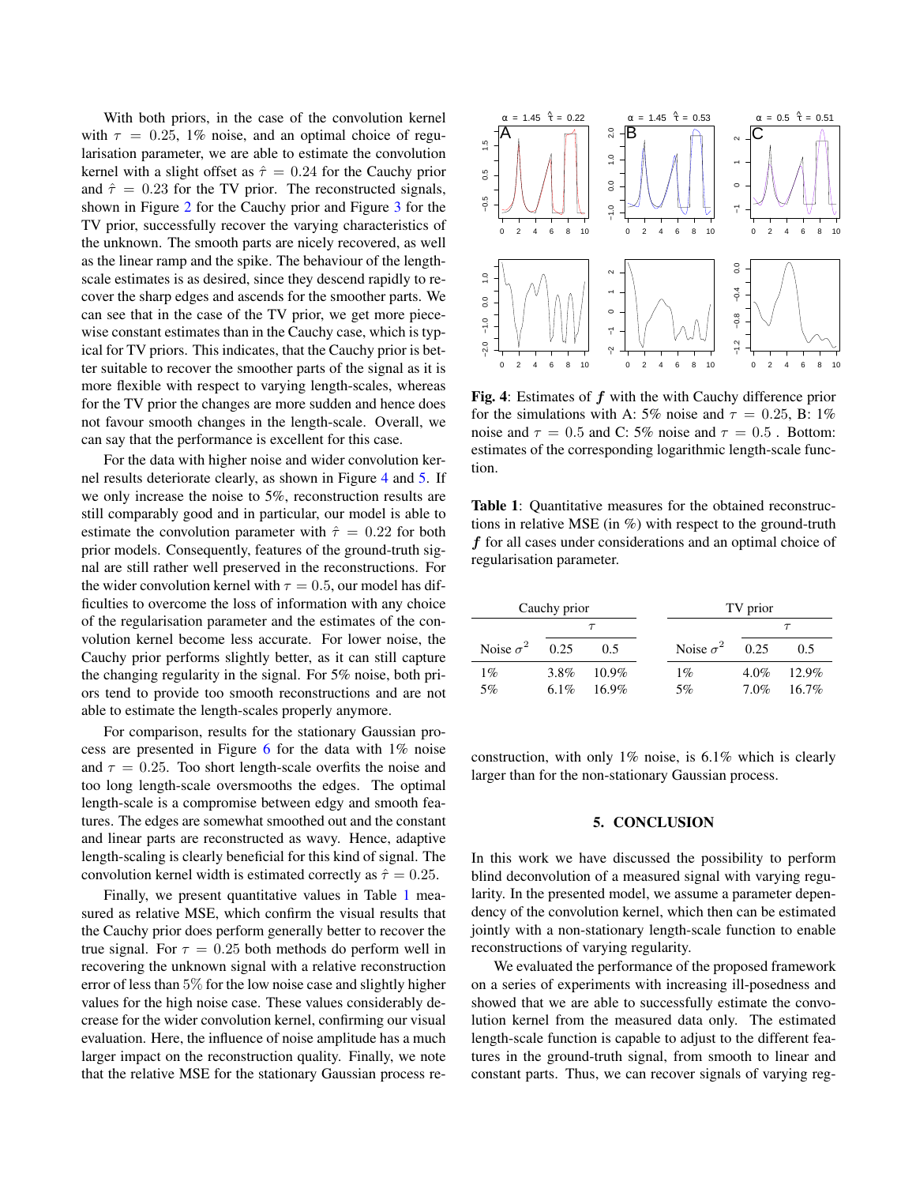With both priors, in the case of the convolution kernel with $\tau = 0.25$, 1% noise, and an optimal choice of regularisation parameter, we are able to estimate the convolution kernel with a slight offset as $\hat{\tau} = 0.24$ for the Cauchy prior and $\hat{\tau} = 0.23$ for the TV prior. The reconstructed signals, shown in Figure 2 for the Cauchy prior and Figure 3 for the TV prior, successfully recover the varying characteristics of the unknown. The smooth parts are nicely recovered, as well as the linear ramp and the spike. The behaviour of the length-scale estimates is as desired, since they descend rapidly to recover the sharp edges and ascends for the smoother parts. We can see that in the case of the TV prior, we get more piecewise constant estimates than in the Cauchy case, which is typical for TV priors. This indicates, that the Cauchy prior is better suitable to recover the smoother parts of the signal as it is more flexible with respect to varying length-scales, whereas for the TV prior the changes are more sudden and hence does not favour smooth changes in the length-scale. Overall, we can say that the performance is excellent for this case.

For the data with higher noise and wider convolution kernel results deteriorate clearly, as shown in Figure 4 and 5. If we only increase the noise to 5%, reconstruction results are still comparably good and in particular, our model is able to estimate the convolution parameter with $\hat{\tau} = 0.22$ for both prior models. Consequently, features of the ground-truth signal are still rather well preserved in the reconstructions. For the wider convolution kernel with $\tau = 0.5$, our model has difficulties to overcome the loss of information with any choice of the regularisation parameter and the estimates of the convolution kernel become less accurate. For lower noise, the Cauchy prior performs slightly better, as it can still capture the changing regularity in the signal. For 5% noise, both priors tend to provide too smooth reconstructions and are not able to estimate the length-scales properly anymore.

For comparison, results for the stationary Gaussian process are presented in Figure 6 for the data with 1% noise and $\tau = 0.25$. Too short length-scale overfits the noise and too long length-scale oversmooths the edges. The optimal length-scale is a compromise between edgy and smooth features. The edges are somewhat smoothed out and the constant and linear parts are reconstructed as wavy. Hence, adaptive length-scaling is clearly beneficial for this kind of signal. The convolution kernel width is estimated correctly as $\hat{\tau} = 0.25$.

Finally, we present quantitative values in Table 1 measured as relative MSE, which confirm the visual results that the Cauchy prior does perform generally better to recover the true signal. For $\tau = 0.25$ both methods do perform well in recovering the unknown signal with a relative reconstruction error of less than 5% for the low noise case and slightly higher values for the high noise case. These values considerably decrease for the wider convolution kernel, confirming our visual evaluation. Here, the influence of noise amplitude has a much larger impact on the reconstruction quality. Finally, we note that the relative MSE for the stationary Gaussian process reconstruction, with only 1% noise, is 6.1% which is clearly larger than for the non-stationary Gaussian process.

**Fig. 4**: Estimates of $\boldsymbol{f}$ with the with Cauchy difference prior for the simulations with A: 5% noise and $\tau = 0.25$, B: 1% noise and $\tau = 0.5$ and C: 5% noise and $\tau = 0.5$ . Bottom: estimates of the corresponding logarithmic length-scale function.

**Table 1**: Quantitative measures for the obtained reconstructions in relative MSE (in %) with respect to the ground-truth $\boldsymbol{f}$ for all cases under considerations and an optimal choice of regularisation parameter.

| Cauchy prior | | | TV prior | | |
|---|---|---|---|---|---|
| | $\tau$ | | | $\tau$ | |
| Noise $\sigma^2$ | 0.25 | 0.5 | Noise $\sigma^2$ | 0.25 | 0.5 |
| 1% | 3.8% | 10.9% | 1% | 4.0% | 12.9% |
| 5% | 6.1% | 16.9% | 5% | 7.0% | 16.7% |

## 5. CONCLUSION

In this work we have discussed the possibility to perform blind deconvolution of a measured signal with varying regularity. In the presented model, we assume a parameter dependency of the convolution kernel, which then can be estimated jointly with a non-stationary length-scale function to enable reconstructions of varying regularity.

We evaluated the performance of the proposed framework on a series of experiments with increasing ill-posedness and showed that we are able to successfully estimate the convolution kernel from the measured data only. The estimated length-scale function is capable to adjust to the different features in the ground-truth signal, from smooth to linear and constant parts. Thus, we can recover signals of varying reg-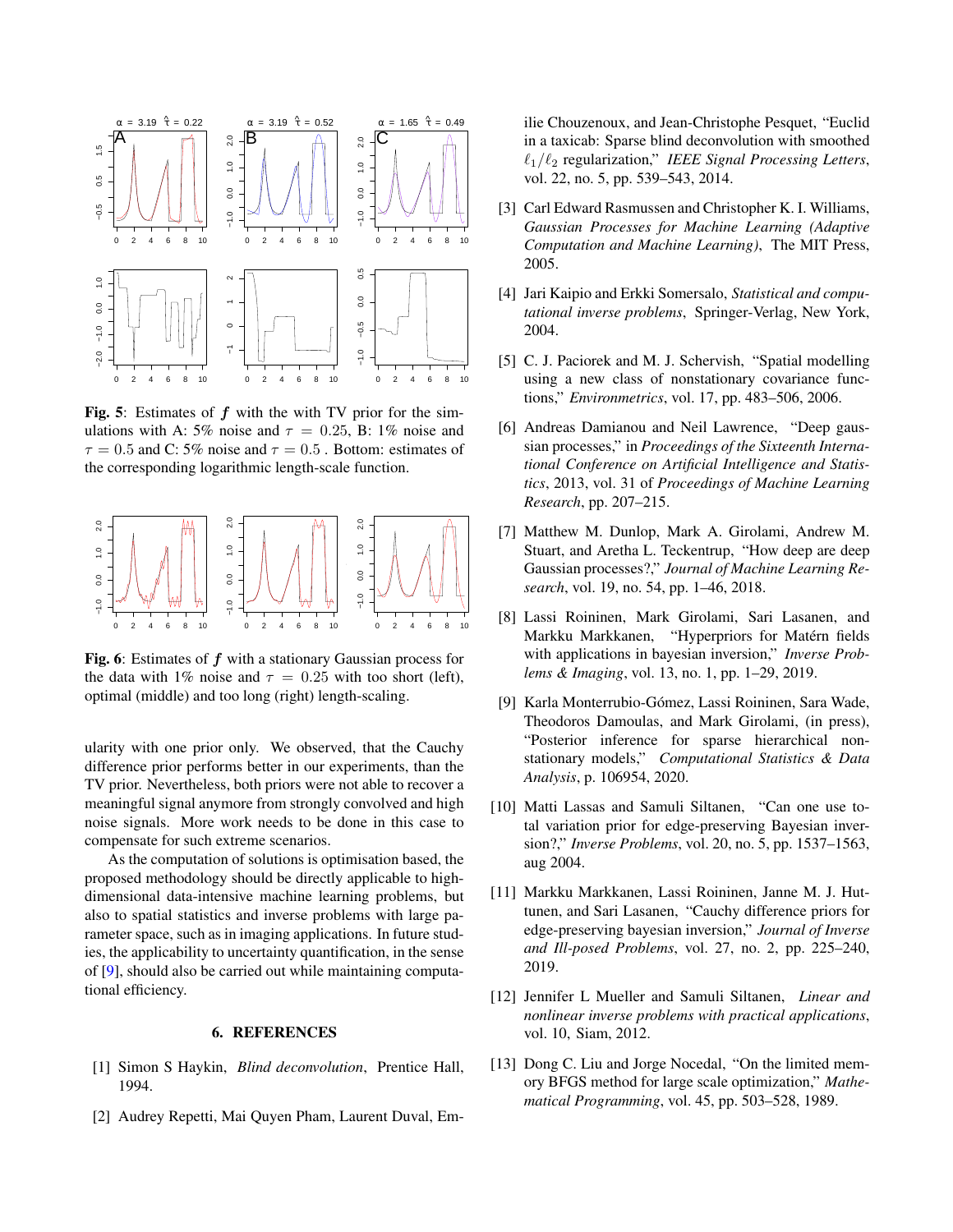α = 3.19 $\hat{\tau}$ = 0.22

α = 3.19 $\hat{\tau}$ = 0.52

α = 1.65 $\hat{\tau}$ = 0.49

A

B

C

**Fig. 5**: Estimates of $\boldsymbol{f}$ with the with TV prior for the simulations with A: 5% noise and $\tau = 0.25$, B: 1% noise and $\tau = 0.5$ and C: 5% noise and $\tau = 0.5$ . Bottom: estimates of the corresponding logarithmic length-scale function.

**Fig. 6**: Estimates of $\boldsymbol{f}$ with a stationary Gaussian process for the data with 1% noise and $\tau = 0.25$ with too short (left), optimal (middle) and too long (right) length-scaling.

ularity with one prior only. We observed, that the Cauchy difference prior performs better in our experiments, than the TV prior. Nevertheless, both priors were not able to recover a meaningful signal anymore from strongly convolved and high noise signals. More work needs to be done in this case to compensate for such extreme scenarios.

As the computation of solutions is optimisation based, the proposed methodology should be directly applicable to high-dimensional data-intensive machine learning problems, but also to spatial statistics and inverse problems with large parameter space, such as in imaging applications. In future studies, the applicability to uncertainty quantification, in the sense of [9], should also be carried out while maintaining computational efficiency.

## 6. REFERENCES

[1] Simon S Haykin, *Blind deconvolution*, Prentice Hall, 1994.

[2] Audrey Repetti, Mai Quyen Pham, Laurent Duval, Emilie Chouzenoux, and Jean-Christophe Pesquet, "Euclid in a taxicab: Sparse blind deconvolution with smoothed $\ell_1/\ell_2$ regularization," *IEEE Signal Processing Letters*, vol. 22, no. 5, pp. 539–543, 2014.

[3] Carl Edward Rasmussen and Christopher K. I. Williams, *Gaussian Processes for Machine Learning (Adaptive Computation and Machine Learning)*, The MIT Press, 2005.

[4] Jari Kaipio and Erkki Somersalo, *Statistical and computational inverse problems*, Springer-Verlag, New York, 2004.

[5] C. J. Paciorek and M. J. Schervish, "Spatial modelling using a new class of nonstationary covariance functions," *Environmetrics*, vol. 17, pp. 483–506, 2006.

[6] Andreas Damianou and Neil Lawrence, "Deep gaussian processes," in *Proceedings of the Sixteenth International Conference on Artificial Intelligence and Statistics*, 2013, vol. 31 of *Proceedings of Machine Learning Research*, pp. 207–215.

[7] Matthew M. Dunlop, Mark A. Girolami, Andrew M. Stuart, and Aretha L. Teckentrup, "How deep are deep Gaussian processes?," *Journal of Machine Learning Research*, vol. 19, no. 54, pp. 1–46, 2018.

[8] Lassi Roininen, Mark Girolami, Sari Lasanen, and Markku Markkanen, "Hyperpriors for Matérn fields with applications in bayesian inversion," *Inverse Problems & Imaging*, vol. 13, no. 1, pp. 1–29, 2019.

[9] Karla Monterrubio-Gómez, Lassi Roininen, Sara Wade, Theodoros Damoulas, and Mark Girolami, (in press), "Posterior inference for sparse hierarchical non-stationary models," *Computational Statistics & Data Analysis*, p. 106954, 2020.

[10] Matti Lassas and Samuli Siltanen, "Can one use total variation prior for edge-preserving Bayesian inversion?," *Inverse Problems*, vol. 20, no. 5, pp. 1537–1563, aug 2004.

[11] Markku Markkanen, Lassi Roininen, Janne M. J. Huttunen, and Sari Lasanen, "Cauchy difference priors for edge-preserving bayesian inversion," *Journal of Inverse and Ill-posed Problems*, vol. 27, no. 2, pp. 225–240, 2019.

[12] Jennifer L Mueller and Samuli Siltanen, *Linear and nonlinear inverse problems with practical applications*, vol. 10, Siam, 2012.

[13] Dong C. Liu and Jorge Nocedal, "On the limited memory BFGS method for large scale optimization," *Mathematical Programming*, vol. 45, pp. 503–528, 1989.